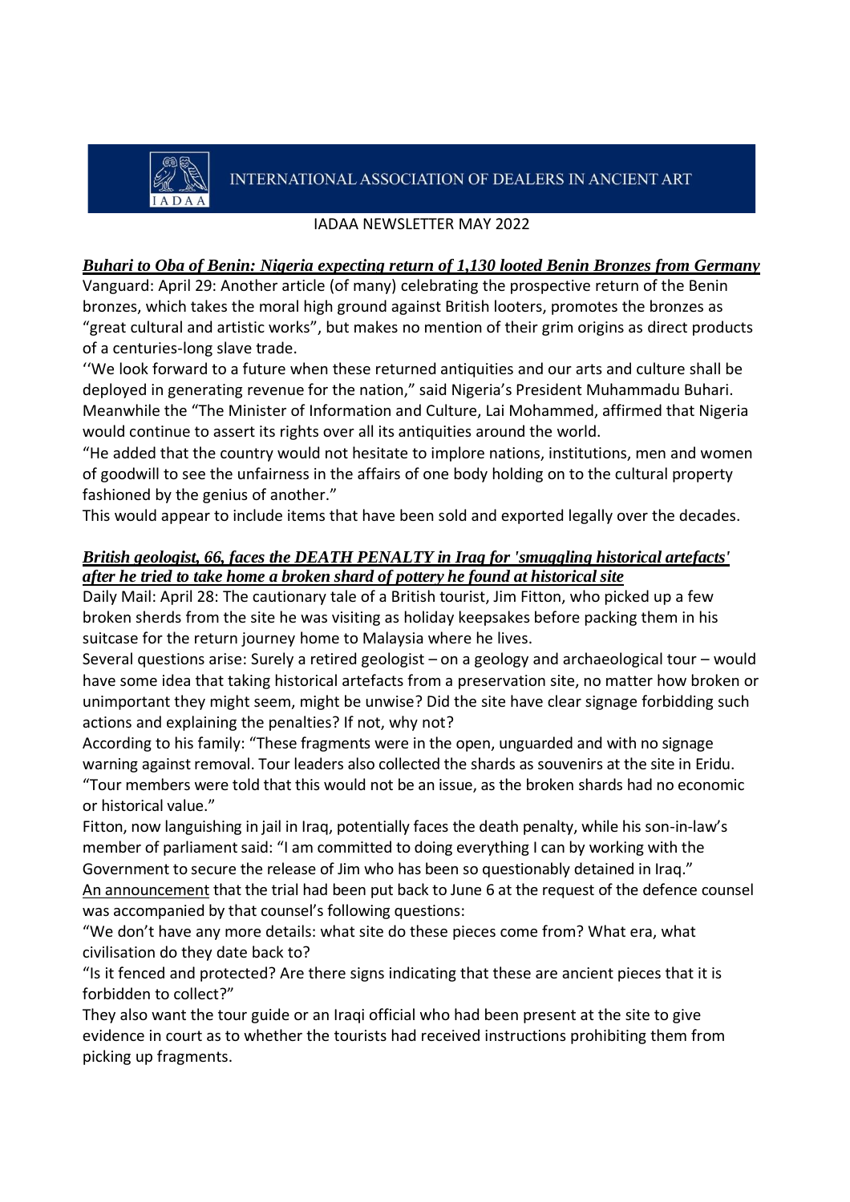INTERNATIONAL ASSOCIATION OF DEALERS IN ANCIENT ART

IADAA NEWSLETTER MAY 2022

### ***Buhari to Oba of Benin: Nigeria expecting return of 1,130 looted Benin Bronzes from Germany***

Vanguard: April 29: Another article (of many) celebrating the prospective return of the Benin bronzes, which takes the moral high ground against British looters, promotes the bronzes as "great cultural and artistic works", but makes no mention of their grim origins as direct products of a centuries-long slave trade.

''We look forward to a future when these returned antiquities and our arts and culture shall be deployed in generating revenue for the nation," said Nigeria's President Muhammadu Buhari. Meanwhile the "The Minister of Information and Culture, Lai Mohammed, affirmed that Nigeria would continue to assert its rights over all its antiquities around the world.

"He added that the country would not hesitate to implore nations, institutions, men and women of goodwill to see the unfairness in the affairs of one body holding on to the cultural property fashioned by the genius of another."

This would appear to include items that have been sold and exported legally over the decades.

### ***British geologist, 66, faces the DEATH PENALTY in Iraq for 'smuggling historical artefacts' after he tried to take home a broken shard of pottery he found at historical site***

Daily Mail: April 28: The cautionary tale of a British tourist, Jim Fitton, who picked up a few broken sherds from the site he was visiting as holiday keepsakes before packing them in his suitcase for the return journey home to Malaysia where he lives.

Several questions arise: Surely a retired geologist – on a geology and archaeological tour – would have some idea that taking historical artefacts from a preservation site, no matter how broken or unimportant they might seem, might be unwise? Did the site have clear signage forbidding such actions and explaining the penalties? If not, why not?

According to his family: "These fragments were in the open, unguarded and with no signage warning against removal. Tour leaders also collected the shards as souvenirs at the site in Eridu.

"Tour members were told that this would not be an issue, as the broken shards had no economic or historical value."

Fitton, now languishing in jail in Iraq, potentially faces the death penalty, while his son-in-law's member of parliament said: "I am committed to doing everything I can by working with the Government to secure the release of Jim who has been so questionably detained in Iraq."

An announcement that the trial had been put back to June 6 at the request of the defence counsel was accompanied by that counsel's following questions:

"We don't have any more details: what site do these pieces come from? What era, what civilisation do they date back to?

"Is it fenced and protected? Are there signs indicating that these are ancient pieces that it is forbidden to collect?"

They also want the tour guide or an Iraqi official who had been present at the site to give evidence in court as to whether the tourists had received instructions prohibiting them from picking up fragments.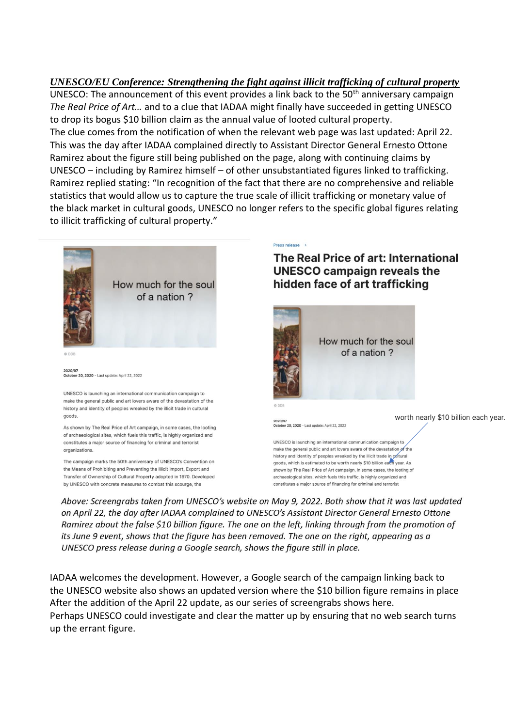***UNESCO/EU Conference: Strengthening the fight against illicit trafficking of cultural property***

UNESCO: The announcement of this event provides a link back to the 50th anniversary campaign *The Real Price of Art…* and to a clue that IADAA might finally have succeeded in getting UNESCO to drop its bogus $10 billion claim as the annual value of looted cultural property.

The clue comes from the notification of when the relevant web page was last updated: April 22. This was the day after IADAA complained directly to Assistant Director General Ernesto Ottone Ramirez about the figure still being published on the page, along with continuing claims by UNESCO – including by Ramirez himself – of other unsubstantiated figures linked to trafficking. Ramirez replied stating: "In recognition of the fact that there are no comprehensive and reliable statistics that would allow us to capture the true scale of illicit trafficking or monetary value of the black market in cultural goods, UNESCO no longer refers to the specific global figures relating to illicit trafficking of cultural property."

How much for the soul of a nation ?

© DDB

2020/97
October 20, 2020 - Last update: April 22, 2022

UNESCO is launching an international communication campaign to make the general public and art lovers aware of the devastation of the history and identity of peoples wreaked by the illicit trade in cultural goods.

As shown by The Real Price of Art campaign, in some cases, the looting of archaeological sites, which fuels this traffic, is highly organized and constitutes a major source of financing for criminal and terrorist organizations.

The campaign marks the 50th anniversary of UNESCO's Convention on the Means of Prohibiting and Preventing the Illicit Import, Export and Transfer of Ownership of Cultural Property adopted in 1970. Developed by UNESCO with concrete measures to combat this scourge, the

Press release >

**The Real Price of art: International UNESCO campaign reveals the hidden face of art trafficking**

How much for the soul of a nation ?

© DDB

2020/97
October 20, 2020 - Last update: April 22, 2022

worth nearly $10 billion each year.

UNESCO is launching an international communication campaign to make the general public and art lovers aware of the devastation of the history and identity of peoples wreaked by the illicit trade in cultural goods, which is estimated to be worth nearly $10 billion each year. As shown by The Real Price of Art campaign, in some cases, the looting of archaeological sites, which fuels this traffic, is highly organized and constitutes a major source of financing for criminal and terrorist

*Above: Screengrabs taken from UNESCO's website on May 9, 2022. Both show that it was last updated on April 22, the day after IADAA complained to UNESCO's Assistant Director General Ernesto Ottone Ramirez about the false $10 billion figure. The one on the left, linking through from the promotion of its June 9 event, shows that the figure has been removed. The one on the right, appearing as a UNESCO press release during a Google search, shows the figure still in place.*

IADAA welcomes the development. However, a Google search of the campaign linking back to the UNESCO website also shows an updated version where the $10 billion figure remains in place After the addition of the April 22 update, as our series of screengrabs shows here.

Perhaps UNESCO could investigate and clear the matter up by ensuring that no web search turns up the errant figure.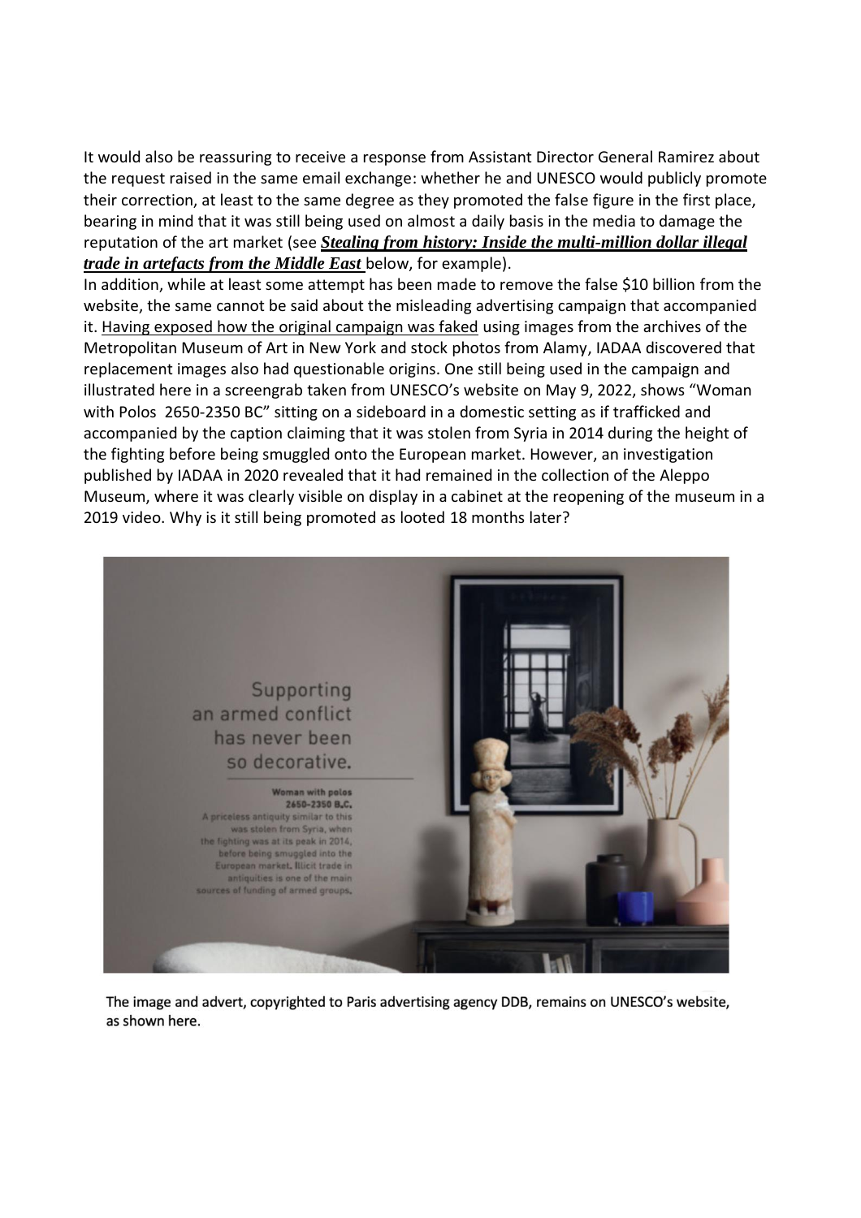It would also be reassuring to receive a response from Assistant Director General Ramirez about the request raised in the same email exchange: whether he and UNESCO would publicly promote their correction, at least to the same degree as they promoted the false figure in the first place, bearing in mind that it was still being used on almost a daily basis in the media to damage the reputation of the art market (see ***Stealing from history: Inside the multi-million dollar illegal trade in artefacts from the Middle East*** below, for example).

In addition, while at least some attempt has been made to remove the false $10 billion from the website, the same cannot be said about the misleading advertising campaign that accompanied it. Having exposed how the original campaign was faked using images from the archives of the Metropolitan Museum of Art in New York and stock photos from Alamy, IADAA discovered that replacement images also had questionable origins. One still being used in the campaign and illustrated here in a screengrab taken from UNESCO's website on May 9, 2022, shows "Woman with Polos 2650-2350 BC" sitting on a sideboard in a domestic setting as if trafficked and accompanied by the caption claiming that it was stolen from Syria in 2014 during the height of the fighting before being smuggled onto the European market. However, an investigation published by IADAA in 2020 revealed that it had remained in the collection of the Aleppo Museum, where it was clearly visible on display in a cabinet at the reopening of the museum in a 2019 video. Why is it still being promoted as looted 18 months later?

Supporting an armed conflict has never been so decorative.

**Woman with polos**
**2650-2350 B.C.**
A priceless antiquity similar to this was stolen from Syria, when the fighting was at its peak in 2014, before being smuggled into the European market. Illicit trade in antiquities is one of the main sources of funding of armed groups.

The image and advert, copyrighted to Paris advertising agency DDB, remains on UNESCO's website, as shown here.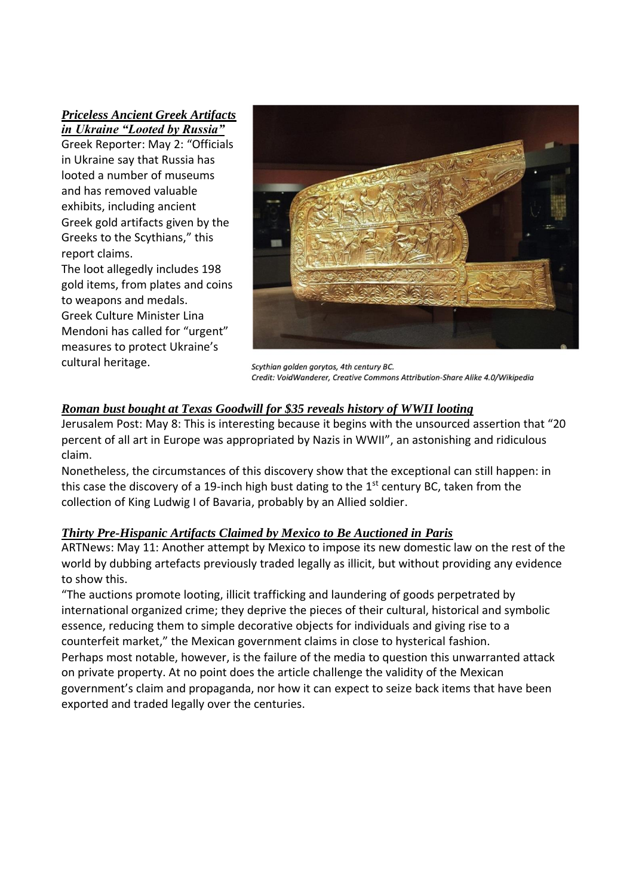***Priceless Ancient Greek Artifacts in Ukraine "Looted by Russia"***

Greek Reporter: May 2: "Officials in Ukraine say that Russia has looted a number of museums and has removed valuable exhibits, including ancient Greek gold artifacts given by the Greeks to the Scythians," this report claims.

The loot allegedly includes 198 gold items, from plates and coins to weapons and medals.

Greek Culture Minister Lina Mendoni has called for "urgent" measures to protect Ukraine's cultural heritage.

*Scythian golden gorytos, 4th century BC.*
*Credit: VoidWanderer, Creative Commons Attribution-Share Alike 4.0/Wikipedia*

***Roman bust bought at Texas Goodwill for $35 reveals history of WWII looting***

Jerusalem Post: May 8: This is interesting because it begins with the unsourced assertion that "20 percent of all art in Europe was appropriated by Nazis in WWII", an astonishing and ridiculous claim.

Nonetheless, the circumstances of this discovery show that the exceptional can still happen: in this case the discovery of a 19-inch high bust dating to the 1st century BC, taken from the collection of King Ludwig I of Bavaria, probably by an Allied soldier.

***Thirty Pre-Hispanic Artifacts Claimed by Mexico to Be Auctioned in Paris***

ARTNews: May 11: Another attempt by Mexico to impose its new domestic law on the rest of the world by dubbing artefacts previously traded legally as illicit, but without providing any evidence to show this.

"The auctions promote looting, illicit trafficking and laundering of goods perpetrated by international organized crime; they deprive the pieces of their cultural, historical and symbolic essence, reducing them to simple decorative objects for individuals and giving rise to a counterfeit market," the Mexican government claims in close to hysterical fashion.

Perhaps most notable, however, is the failure of the media to question this unwarranted attack on private property. At no point does the article challenge the validity of the Mexican government's claim and propaganda, nor how it can expect to seize back items that have been exported and traded legally over the centuries.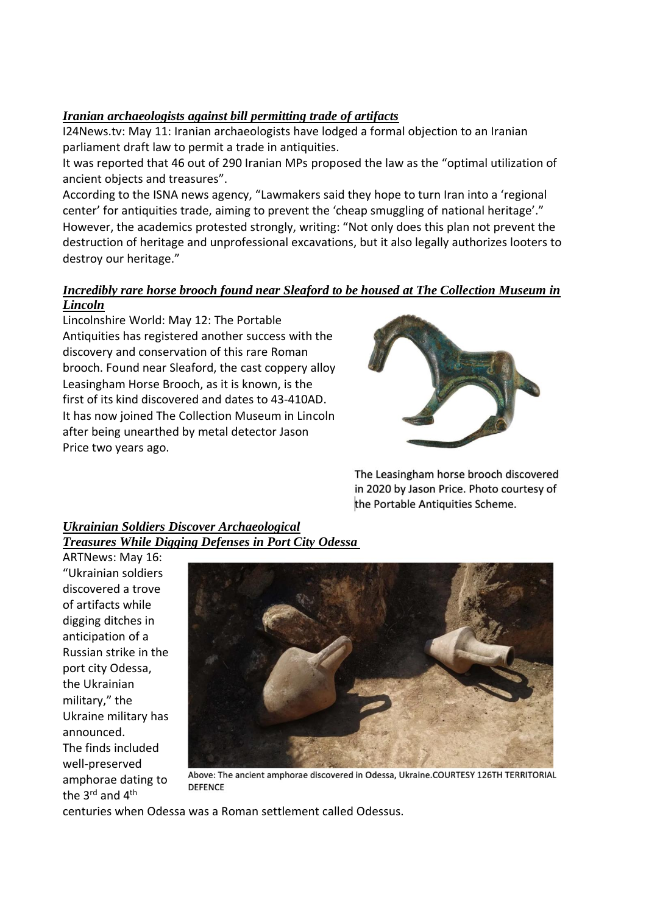***Iranian archaeologists against bill permitting trade of artifacts***

I24News.tv: May 11: Iranian archaeologists have lodged a formal objection to an Iranian parliament draft law to permit a trade in antiquities.

It was reported that 46 out of 290 Iranian MPs proposed the law as the "optimal utilization of ancient objects and treasures".

According to the ISNA news agency, "Lawmakers said they hope to turn Iran into a 'regional center' for antiquities trade, aiming to prevent the 'cheap smuggling of national heritage'."

However, the academics protested strongly, writing: "Not only does this plan not prevent the destruction of heritage and unprofessional excavations, but it also legally authorizes looters to destroy our heritage."

***Incredibly rare horse brooch found near Sleaford to be housed at The Collection Museum in Lincoln***

Lincolnshire World: May 12: The Portable Antiquities has registered another success with the discovery and conservation of this rare Roman brooch. Found near Sleaford, the cast coppery alloy Leasingham Horse Brooch, as it is known, is the first of its kind discovered and dates to 43-410AD. It has now joined The Collection Museum in Lincoln after being unearthed by metal detector Jason Price two years ago.

The Leasingham horse brooch discovered in 2020 by Jason Price. Photo courtesy of the Portable Antiquities Scheme.

***Ukrainian Soldiers Discover Archaeological Treasures While Digging Defenses in Port City Odessa***

ARTNews: May 16: "Ukrainian soldiers discovered a trove of artifacts while digging ditches in anticipation of a Russian strike in the port city Odessa, the Ukrainian military," the Ukraine military has announced.

The finds included well-preserved amphorae dating to the 3rd and 4th centuries when Odessa was a Roman settlement called Odessus.

Above: The ancient amphorae discovered in Odessa, Ukraine.COURTESY 126TH TERRITORIAL DEFENCE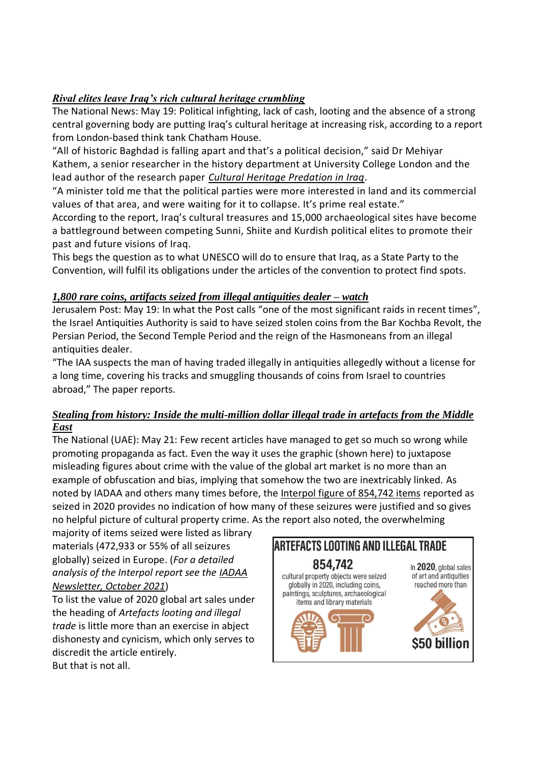***Rival elites leave Iraq's rich cultural heritage crumbling***

The National News: May 19: Political infighting, lack of cash, looting and the absence of a strong central governing body are putting Iraq's cultural heritage at increasing risk, according to a report from London-based think tank Chatham House.

"All of historic Baghdad is falling apart and that's a political decision," said Dr Mehiyar Kathem, a senior researcher in the history department at University College London and the lead author of the research paper *Cultural Heritage Predation in Iraq*.

"A minister told me that the political parties were more interested in land and its commercial values of that area, and were waiting for it to collapse. It's prime real estate."

According to the report, Iraq's cultural treasures and 15,000 archaeological sites have become a battleground between competing Sunni, Shiite and Kurdish political elites to promote their past and future visions of Iraq.

This begs the question as to what UNESCO will do to ensure that Iraq, as a State Party to the Convention, will fulfil its obligations under the articles of the convention to protect find spots.

***1,800 rare coins, artifacts seized from illegal antiquities dealer – watch***

Jerusalem Post: May 19: In what the Post calls "one of the most significant raids in recent times", the Israel Antiquities Authority is said to have seized stolen coins from the Bar Kochba Revolt, the Persian Period, the Second Temple Period and the reign of the Hasmoneans from an illegal antiquities dealer.

"The IAA suspects the man of having traded illegally in antiquities allegedly without a license for a long time, covering his tracks and smuggling thousands of coins from Israel to countries abroad," The paper reports.

***Stealing from history: Inside the multi-million dollar illegal trade in artefacts from the Middle East***

The National (UAE): May 21: Few recent articles have managed to get so much so wrong while promoting propaganda as fact. Even the way it uses the graphic (shown here) to juxtapose misleading figures about crime with the value of the global art market is no more than an example of obfuscation and bias, implying that somehow the two are inextricably linked. As noted by IADAA and others many times before, the Interpol figure of 854,742 items reported as seized in 2020 provides no indication of how many of these seizures were justified and so gives no helpful picture of cultural property crime. As the report also noted, the overwhelming majority of items seized were listed as library materials (472,933 or 55% of all seizures globally) seized in Europe. (*For a detailed analysis of the Interpol report see the IADAA Newsletter, October 2021*)

**ARTEFACTS LOOTING AND ILLEGAL TRADE**

**854,742** cultural property objects were seized globally in 2020, including coins, paintings, sculptures, archaeological items and library materials

In **2020**, global sales of art and antiquities reached more than **$50 billion**

To list the value of 2020 global art sales under the heading of *Artefacts looting and illegal trade* is little more than an exercise in abject dishonesty and cynicism, which only serves to discredit the article entirely.

But that is not all.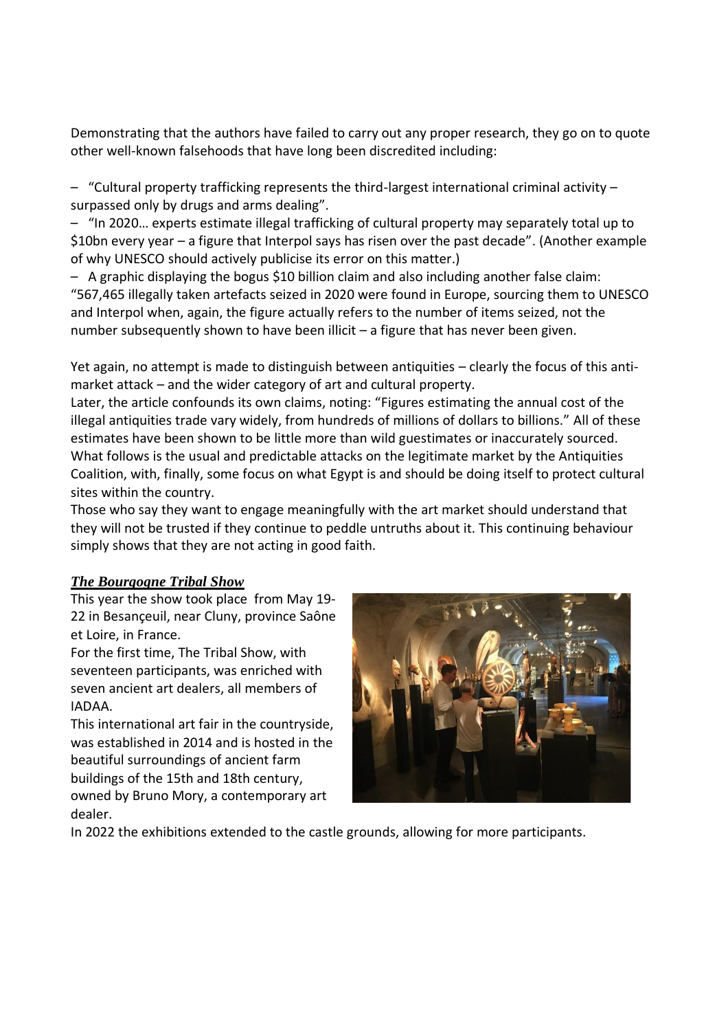Demonstrating that the authors have failed to carry out any proper research, they go on to quote other well-known falsehoods that have long been discredited including:

– "Cultural property trafficking represents the third-largest international criminal activity – surpassed only by drugs and arms dealing".
– "In 2020… experts estimate illegal trafficking of cultural property may separately total up to $10bn every year – a figure that Interpol says has risen over the past decade". (Another example of why UNESCO should actively publicise its error on this matter.)
– A graphic displaying the bogus $10 billion claim and also including another false claim: "567,465 illegally taken artefacts seized in 2020 were found in Europe, sourcing them to UNESCO and Interpol when, again, the figure actually refers to the number of items seized, not the number subsequently shown to have been illicit – a figure that has never been given.

Yet again, no attempt is made to distinguish between antiquities – clearly the focus of this anti-market attack – and the wider category of art and cultural property.
Later, the article confounds its own claims, noting: "Figures estimating the annual cost of the illegal antiquities trade vary widely, from hundreds of millions of dollars to billions." All of these estimates have been shown to be little more than wild guestimates or inaccurately sourced.
What follows is the usual and predictable attacks on the legitimate market by the Antiquities Coalition, with, finally, some focus on what Egypt is and should be doing itself to protect cultural sites within the country.
Those who say they want to engage meaningfully with the art market should understand that they will not be trusted if they continue to peddle untruths about it. This continuing behaviour simply shows that they are not acting in good faith.

***The Bourgogne Tribal Show***

This year the show took place from May 19-22 in Besançeuil, near Cluny, province Saône et Loire, in France.
For the first time, The Tribal Show, with seventeen participants, was enriched with seven ancient art dealers, all members of IADAA.
This international art fair in the countryside, was established in 2014 and is hosted in the beautiful surroundings of ancient farm buildings of the 15th and 18th century, owned by Bruno Mory, a contemporary art dealer.
In 2022 the exhibitions extended to the castle grounds, allowing for more participants.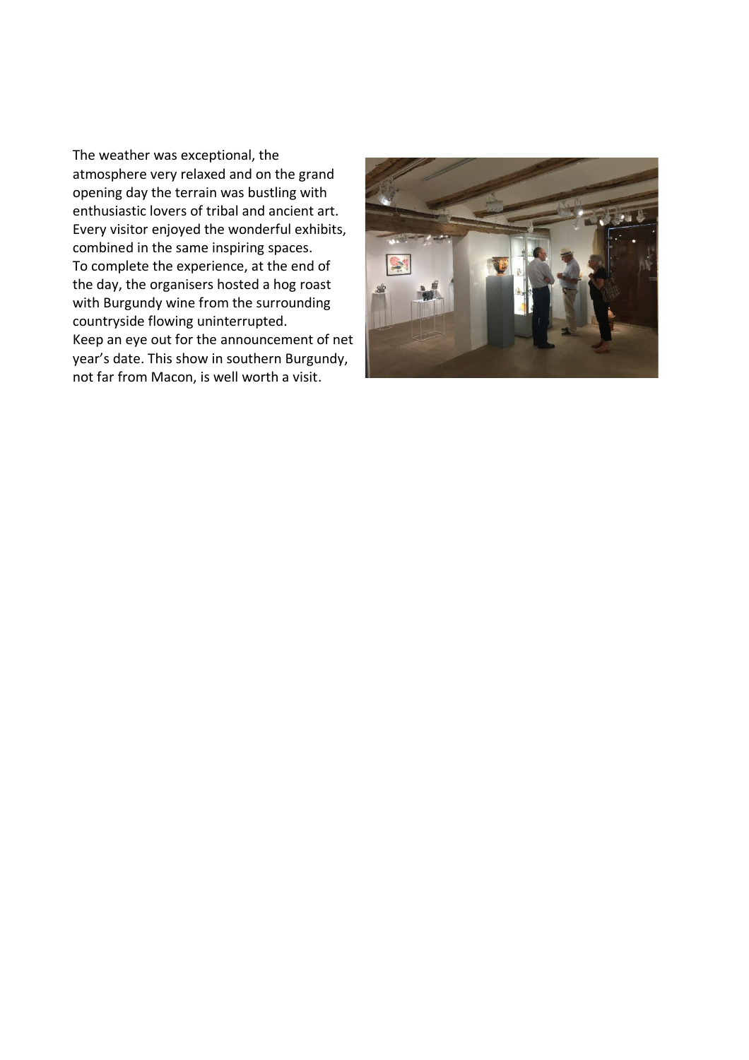The weather was exceptional, the atmosphere very relaxed and on the grand opening day the terrain was bustling with enthusiastic lovers of tribal and ancient art. Every visitor enjoyed the wonderful exhibits, combined in the same inspiring spaces.
To complete the experience, at the end of the day, the organisers hosted a hog roast with Burgundy wine from the surrounding countryside flowing uninterrupted.
Keep an eye out for the announcement of net year's date. This show in southern Burgundy, not far from Macon, is well worth a visit.